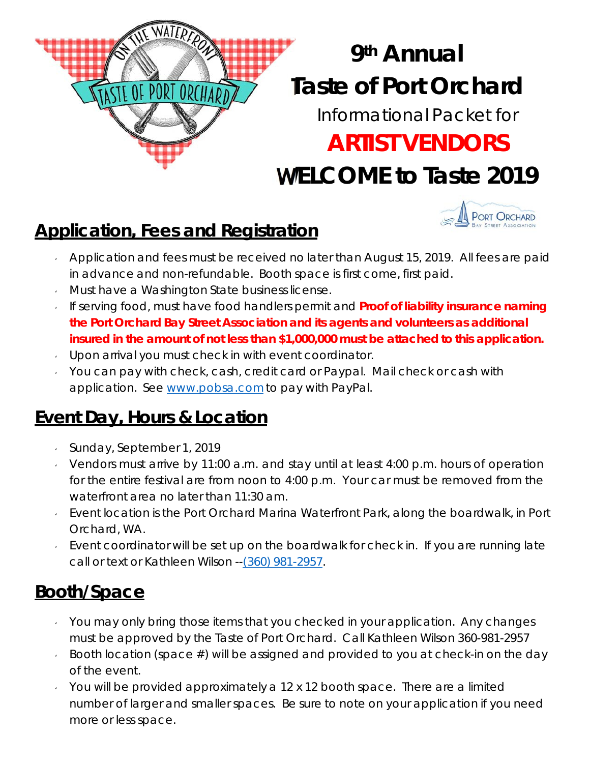# 9th Annual Taste of Port Orchard

Informational Packet for

**ARTIST VENDORS**

# WELCOME to Taste 2019

## Application, Fees and Registration

- Application and fees must be received no later than August 15, 2019. All fees are paid in advance and non-refundable. Booth space is first come, first paid.
- Must have a Washington State business license.
- If serving food, must have food handlers permit and **Proof of liability insurance naming the Port Orchard Bay Street Association and its agents and volunteers as additional insured in the amount of not less than $1,000,000 must be attached to this application.**
- Upon arrival you must check in with event coordinator.
- You can pay with check, cash, credit card or Paypal. Mail check or cash with application. See www.pobsa.com to pay with PayPal.

## Event Day, Hours & Location

- Sunday, September 1, 2019
- Vendors must arrive by 11:00 a.m. and stay until at least 4:00 p.m. hours of operation for the entire festival are from noon to 4:00 p.m. Your car must be removed from the waterfront area no later than 11:30 am.
- Event location is the Port Orchard Marina Waterfront Park, along the boardwalk, in Port Orchard, WA.
- Event coordinator will be set up on the boardwalk for check in. If you are running late call or text or Kathleen Wilson --(360) 981-2957.

## Booth/Space

- You may only bring those items that you checked in your application. Any changes must be approved by the Taste of Port Orchard. Call Kathleen Wilson 360-981-2957
- Booth location (space #) will be assigned and provided to you at check-in on the day of the event.
- You will be provided approximately a 12 x 12 booth space. There are a limited number of larger and smaller spaces. Be sure to note on your application if you need more or less space.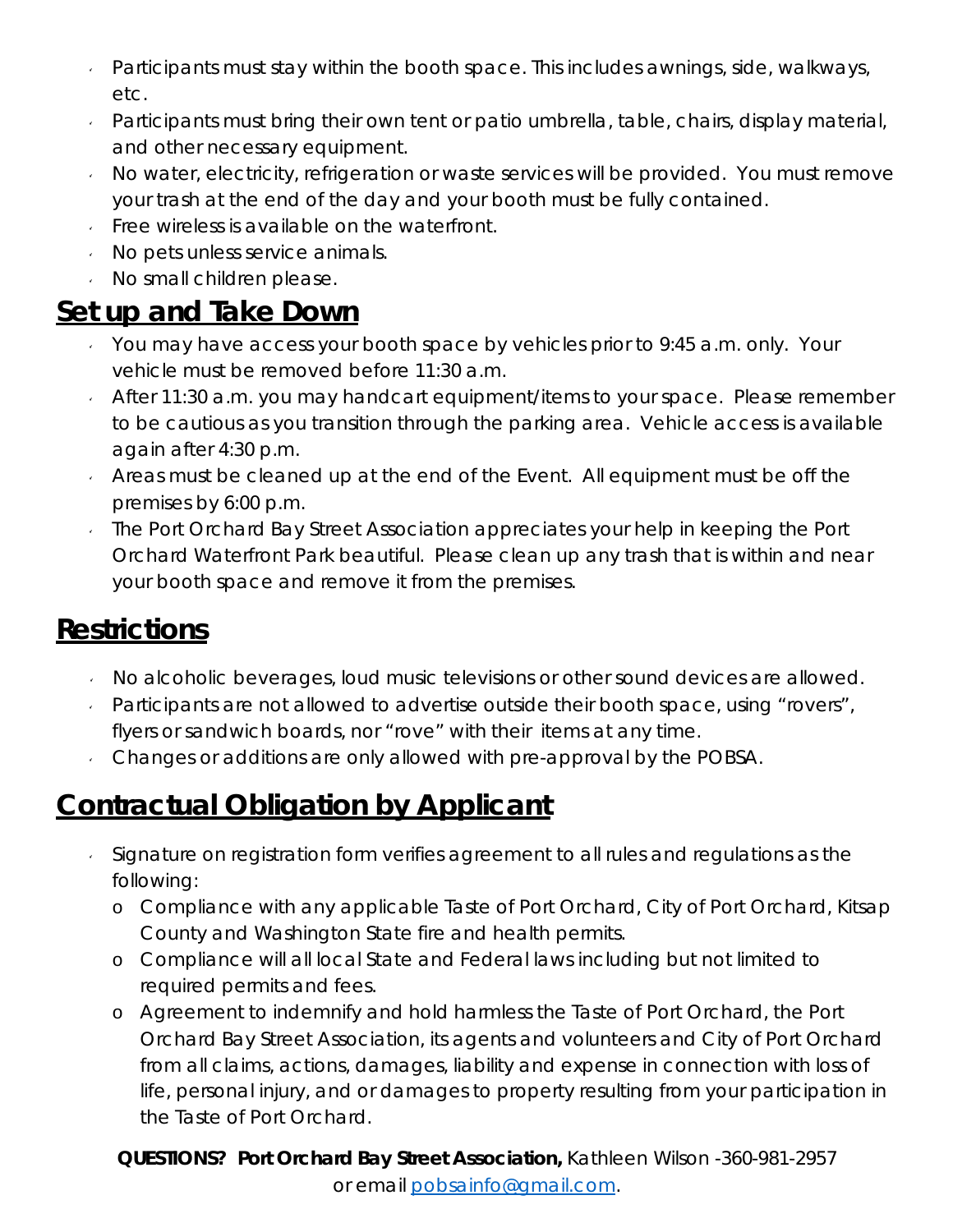- Participants must stay within the booth space. This includes awnings, side, walkways, etc.
- Participants must bring their own tent or patio umbrella, table, chairs, display material, and other necessary equipment.
- No water, electricity, refrigeration or waste services will be provided. You must remove your trash at the end of the day and your booth must be fully contained.
- Free wireless is available on the waterfront.
- No pets unless service animals.
- No small children please.

## Set up and Take Down

- You may have access your booth space by vehicles prior to 9:45 a.m. only. Your vehicle must be removed before 11:30 a.m.
- After 11:30 a.m. you may handcart equipment/items to your space. Please remember to be cautious as you transition through the parking area. Vehicle access is available again after 4:30 p.m.
- Areas must be cleaned up at the end of the Event. All equipment must be off the premises by 6:00 p.m.
- The Port Orchard Bay Street Association appreciates your help in keeping the Port Orchard Waterfront Park beautiful. Please clean up any trash that is within and near your booth space and remove it from the premises.

## Restrictions

- No alcoholic beverages, loud music televisions or other sound devices are allowed.
- Participants are not allowed to advertise outside their booth space, using "rovers", flyers or sandwich boards, nor "rove" with their items at any time.
- Changes or additions are only allowed with pre-approval by the POBSA.

## Contractual Obligation by Applicant

- Signature on registration form verifies agreement to all rules and regulations as the following:
  - Compliance with any applicable Taste of Port Orchard, City of Port Orchard, Kitsap County and Washington State fire and health permits.
  - Compliance will all local State and Federal laws including but not limited to required permits and fees.
  - Agreement to indemnify and hold harmless the Taste of Port Orchard, the Port Orchard Bay Street Association, its agents and volunteers and City of Port Orchard from all claims, actions, damages, liability and expense in connection with loss of life, personal injury, and or damages to property resulting from your participation in the Taste of Port Orchard.

**QUESTIONS? Port Orchard Bay Street Association,** Kathleen Wilson -360-981-2957 or email pobsainfo@gmail.com.